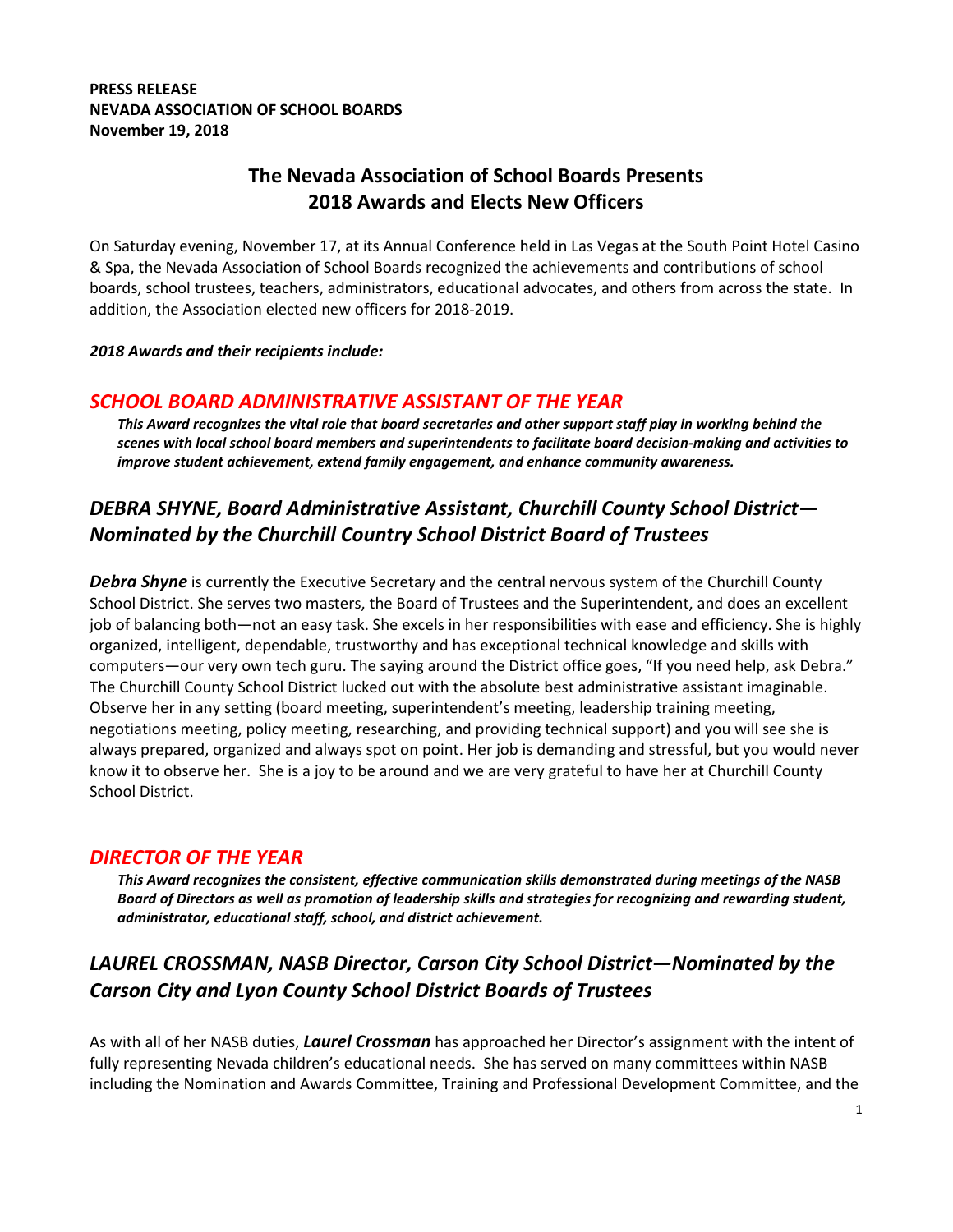**PRESS RELEASE**
**NEVADA ASSOCIATION OF SCHOOL BOARDS**
**November 19, 2018**

# The Nevada Association of School Boards Presents 2018 Awards and Elects New Officers

On Saturday evening, November 17, at its Annual Conference held in Las Vegas at the South Point Hotel Casino & Spa, the Nevada Association of School Boards recognized the achievements and contributions of school boards, school trustees, teachers, administrators, educational advocates, and others from across the state. In addition, the Association elected new officers for 2018-2019.

***2018 Awards and their recipients include:***

## *SCHOOL BOARD ADMINISTRATIVE ASSISTANT OF THE YEAR*

***This Award recognizes the vital role that board secretaries and other support staff play in working behind the scenes with local school board members and superintendents to facilitate board decision-making and activities to improve student achievement, extend family engagement, and enhance community awareness.***

### *DEBRA SHYNE, Board Administrative Assistant, Churchill County School District—Nominated by the Churchill Country School District Board of Trustees*

***Debra Shyne*** is currently the Executive Secretary and the central nervous system of the Churchill County School District. She serves two masters, the Board of Trustees and the Superintendent, and does an excellent job of balancing both—not an easy task. She excels in her responsibilities with ease and efficiency. She is highly organized, intelligent, dependable, trustworthy and has exceptional technical knowledge and skills with computers—our very own tech guru. The saying around the District office goes, "If you need help, ask Debra." The Churchill County School District lucked out with the absolute best administrative assistant imaginable. Observe her in any setting (board meeting, superintendent's meeting, leadership training meeting, negotiations meeting, policy meeting, researching, and providing technical support) and you will see she is always prepared, organized and always spot on point. Her job is demanding and stressful, but you would never know it to observe her. She is a joy to be around and we are very grateful to have her at Churchill County School District.

## *DIRECTOR OF THE YEAR*

***This Award recognizes the consistent, effective communication skills demonstrated during meetings of the NASB Board of Directors as well as promotion of leadership skills and strategies for recognizing and rewarding student, administrator, educational staff, school, and district achievement.***

### *LAUREL CROSSMAN, NASB Director, Carson City School District—Nominated by the Carson City and Lyon County School District Boards of Trustees*

As with all of her NASB duties, ***Laurel Crossman*** has approached her Director's assignment with the intent of fully representing Nevada children's educational needs. She has served on many committees within NASB including the Nomination and Awards Committee, Training and Professional Development Committee, and the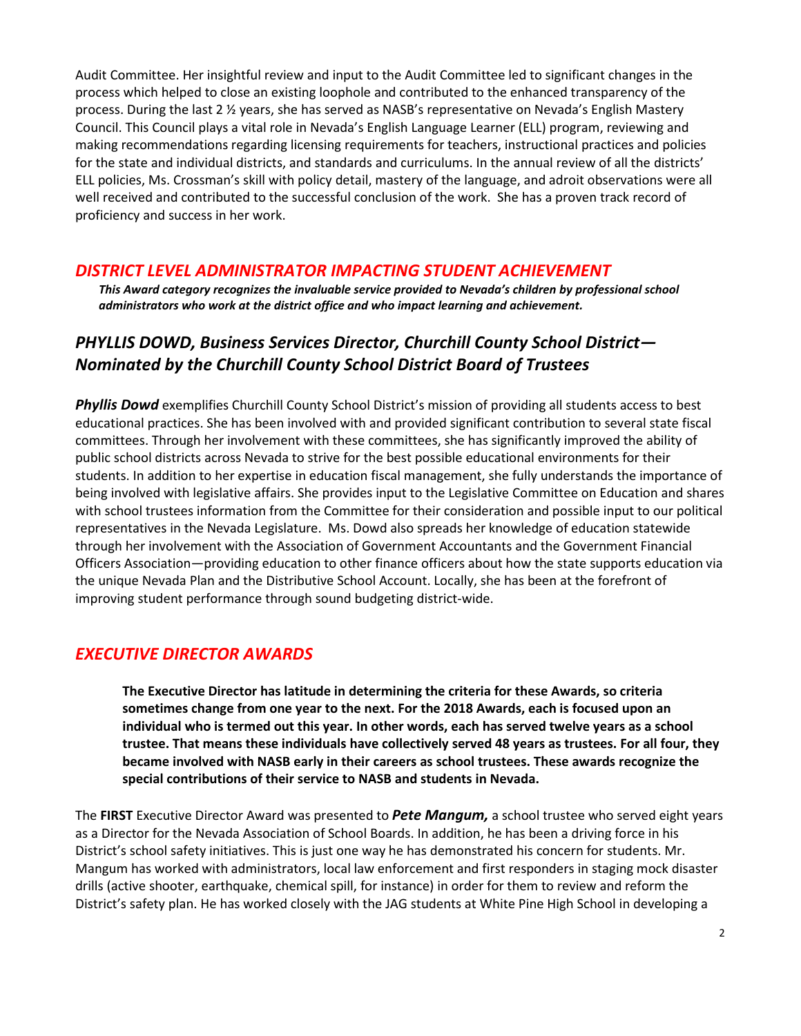Audit Committee. Her insightful review and input to the Audit Committee led to significant changes in the process which helped to close an existing loophole and contributed to the enhanced transparency of the process. During the last 2 ½ years, she has served as NASB's representative on Nevada's English Mastery Council. This Council plays a vital role in Nevada's English Language Learner (ELL) program, reviewing and making recommendations regarding licensing requirements for teachers, instructional practices and policies for the state and individual districts, and standards and curriculums. In the annual review of all the districts' ELL policies, Ms. Crossman's skill with policy detail, mastery of the language, and adroit observations were all well received and contributed to the successful conclusion of the work. She has a proven track record of proficiency and success in her work.

## *DISTRICT LEVEL ADMINISTRATOR IMPACTING STUDENT ACHIEVEMENT*

***This Award category recognizes the invaluable service provided to Nevada's children by professional school administrators who work at the district office and who impact learning and achievement.***

### *PHYLLIS DOWD, Business Services Director, Churchill County School District—Nominated by the Churchill County School District Board of Trustees*

***Phyllis Dowd*** exemplifies Churchill County School District's mission of providing all students access to best educational practices. She has been involved with and provided significant contribution to several state fiscal committees. Through her involvement with these committees, she has significantly improved the ability of public school districts across Nevada to strive for the best possible educational environments for their students. In addition to her expertise in education fiscal management, she fully understands the importance of being involved with legislative affairs. She provides input to the Legislative Committee on Education and shares with school trustees information from the Committee for their consideration and possible input to our political representatives in the Nevada Legislature. Ms. Dowd also spreads her knowledge of education statewide through her involvement with the Association of Government Accountants and the Government Financial Officers Association—providing education to other finance officers about how the state supports education via the unique Nevada Plan and the Distributive School Account. Locally, she has been at the forefront of improving student performance through sound budgeting district-wide.

## *EXECUTIVE DIRECTOR AWARDS*

**The Executive Director has latitude in determining the criteria for these Awards, so criteria sometimes change from one year to the next. For the 2018 Awards, each is focused upon an individual who is termed out this year. In other words, each has served twelve years as a school trustee. That means these individuals have collectively served 48 years as trustees. For all four, they became involved with NASB early in their careers as school trustees. These awards recognize the special contributions of their service to NASB and students in Nevada.**

The **FIRST** Executive Director Award was presented to ***Pete Mangum,*** a school trustee who served eight years as a Director for the Nevada Association of School Boards. In addition, he has been a driving force in his District's school safety initiatives. This is just one way he has demonstrated his concern for students. Mr. Mangum has worked with administrators, local law enforcement and first responders in staging mock disaster drills (active shooter, earthquake, chemical spill, for instance) in order for them to review and reform the District's safety plan. He has worked closely with the JAG students at White Pine High School in developing a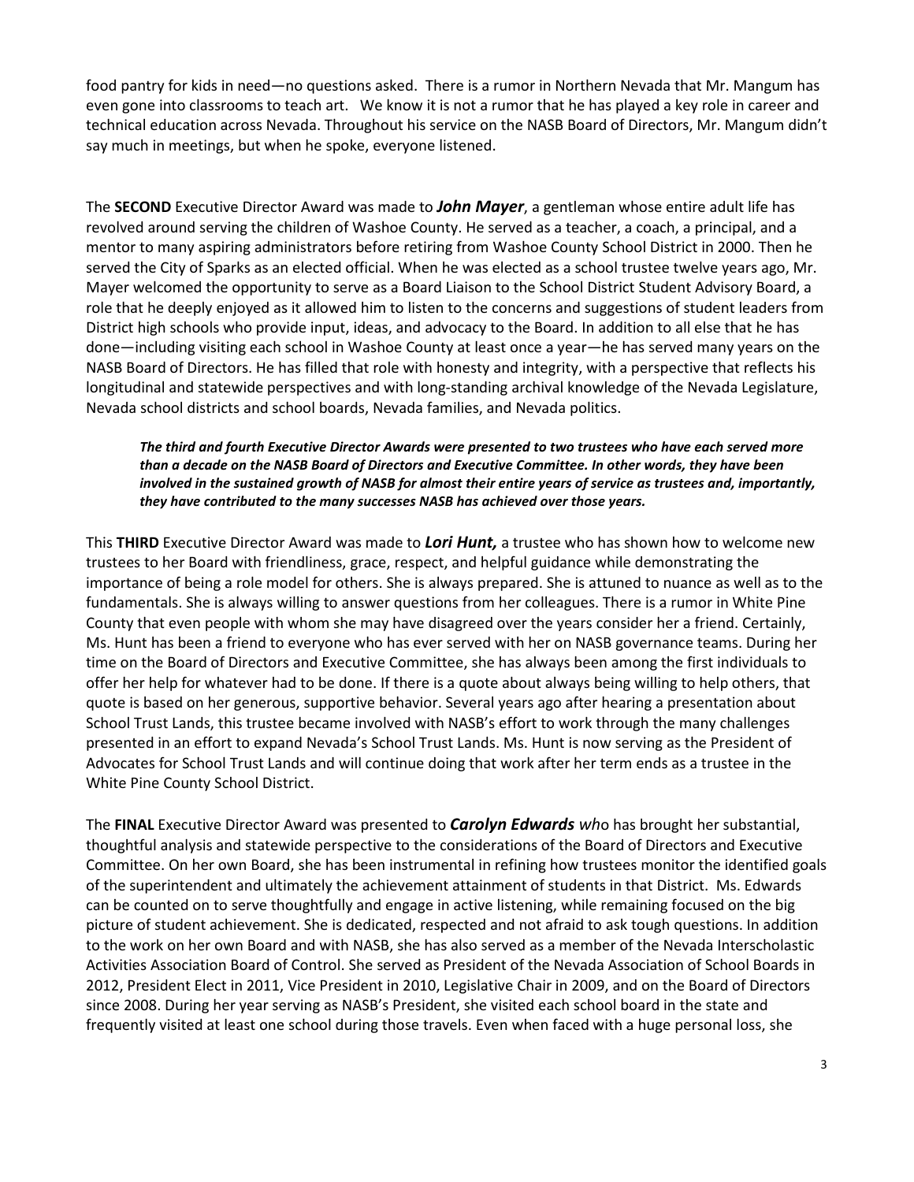food pantry for kids in need—no questions asked. There is a rumor in Northern Nevada that Mr. Mangum has even gone into classrooms to teach art. We know it is not a rumor that he has played a key role in career and technical education across Nevada. Throughout his service on the NASB Board of Directors, Mr. Mangum didn't say much in meetings, but when he spoke, everyone listened.

The **SECOND** Executive Director Award was made to ***John Mayer***, a gentleman whose entire adult life has revolved around serving the children of Washoe County. He served as a teacher, a coach, a principal, and a mentor to many aspiring administrators before retiring from Washoe County School District in 2000. Then he served the City of Sparks as an elected official. When he was elected as a school trustee twelve years ago, Mr. Mayer welcomed the opportunity to serve as a Board Liaison to the School District Student Advisory Board, a role that he deeply enjoyed as it allowed him to listen to the concerns and suggestions of student leaders from District high schools who provide input, ideas, and advocacy to the Board. In addition to all else that he has done—including visiting each school in Washoe County at least once a year—he has served many years on the NASB Board of Directors. He has filled that role with honesty and integrity, with a perspective that reflects his longitudinal and statewide perspectives and with long-standing archival knowledge of the Nevada Legislature, Nevada school districts and school boards, Nevada families, and Nevada politics.

> ***The third and fourth Executive Director Awards were presented to two trustees who have each served more than a decade on the NASB Board of Directors and Executive Committee. In other words, they have been involved in the sustained growth of NASB for almost their entire years of service as trustees and, importantly, they have contributed to the many successes NASB has achieved over those years.***

This **THIRD** Executive Director Award was made to ***Lori Hunt,*** a trustee who has shown how to welcome new trustees to her Board with friendliness, grace, respect, and helpful guidance while demonstrating the importance of being a role model for others. She is always prepared. She is attuned to nuance as well as to the fundamentals. She is always willing to answer questions from her colleagues. There is a rumor in White Pine County that even people with whom she may have disagreed over the years consider her a friend. Certainly, Ms. Hunt has been a friend to everyone who has ever served with her on NASB governance teams. During her time on the Board of Directors and Executive Committee, she has always been among the first individuals to offer her help for whatever had to be done. If there is a quote about always being willing to help others, that quote is based on her generous, supportive behavior. Several years ago after hearing a presentation about School Trust Lands, this trustee became involved with NASB's effort to work through the many challenges presented in an effort to expand Nevada's School Trust Lands. Ms. Hunt is now serving as the President of Advocates for School Trust Lands and will continue doing that work after her term ends as a trustee in the White Pine County School District.

The **FINAL** Executive Director Award was presented to ***Carolyn Edwards*** *wh*o has brought her substantial, thoughtful analysis and statewide perspective to the considerations of the Board of Directors and Executive Committee. On her own Board, she has been instrumental in refining how trustees monitor the identified goals of the superintendent and ultimately the achievement attainment of students in that District. Ms. Edwards can be counted on to serve thoughtfully and engage in active listening, while remaining focused on the big picture of student achievement. She is dedicated, respected and not afraid to ask tough questions. In addition to the work on her own Board and with NASB, she has also served as a member of the Nevada Interscholastic Activities Association Board of Control. She served as President of the Nevada Association of School Boards in 2012, President Elect in 2011, Vice President in 2010, Legislative Chair in 2009, and on the Board of Directors since 2008. During her year serving as NASB's President, she visited each school board in the state and frequently visited at least one school during those travels. Even when faced with a huge personal loss, she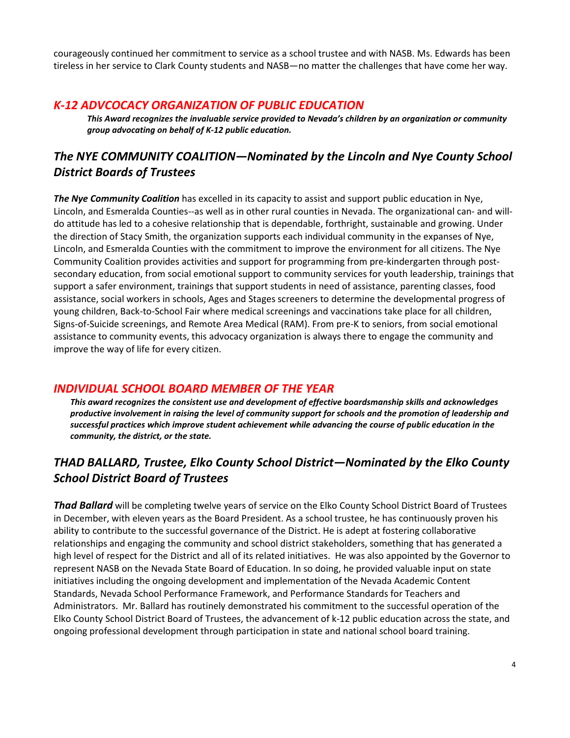courageously continued her commitment to service as a school trustee and with NASB. Ms. Edwards has been tireless in her service to Clark County students and NASB—no matter the challenges that have come her way.

## *K-12 ADVCOCACY ORGANIZATION OF PUBLIC EDUCATION*

***This Award recognizes the invaluable service provided to Nevada's children by an organization or community group advocating on behalf of K-12 public education.***

### *The NYE COMMUNITY COALITION—Nominated by the Lincoln and Nye County School District Boards of Trustees*

***The Nye Community Coalition*** has excelled in its capacity to assist and support public education in Nye, Lincoln, and Esmeralda Counties--as well as in other rural counties in Nevada. The organizational can- and will-do attitude has led to a cohesive relationship that is dependable, forthright, sustainable and growing. Under the direction of Stacy Smith, the organization supports each individual community in the expanses of Nye, Lincoln, and Esmeralda Counties with the commitment to improve the environment for all citizens. The Nye Community Coalition provides activities and support for programming from pre-kindergarten through post-secondary education, from social emotional support to community services for youth leadership, trainings that support a safer environment, trainings that support students in need of assistance, parenting classes, food assistance, social workers in schools, Ages and Stages screeners to determine the developmental progress of young children, Back-to-School Fair where medical screenings and vaccinations take place for all children, Signs-of-Suicide screenings, and Remote Area Medical (RAM). From pre-K to seniors, from social emotional assistance to community events, this advocacy organization is always there to engage the community and improve the way of life for every citizen.

## *INDIVIDUAL SCHOOL BOARD MEMBER OF THE YEAR*

***This award recognizes the consistent use and development of effective boardsmanship skills and acknowledges productive involvement in raising the level of community support for schools and the promotion of leadership and successful practices which improve student achievement while advancing the course of public education in the community, the district, or the state.***

### *THAD BALLARD, Trustee, Elko County School District—Nominated by the Elko County School District Board of Trustees*

***Thad Ballard*** will be completing twelve years of service on the Elko County School District Board of Trustees in December, with eleven years as the Board President. As a school trustee, he has continuously proven his ability to contribute to the successful governance of the District. He is adept at fostering collaborative relationships and engaging the community and school district stakeholders, something that has generated a high level of respect for the District and all of its related initiatives. He was also appointed by the Governor to represent NASB on the Nevada State Board of Education. In so doing, he provided valuable input on state initiatives including the ongoing development and implementation of the Nevada Academic Content Standards, Nevada School Performance Framework, and Performance Standards for Teachers and Administrators. Mr. Ballard has routinely demonstrated his commitment to the successful operation of the Elko County School District Board of Trustees, the advancement of k-12 public education across the state, and ongoing professional development through participation in state and national school board training.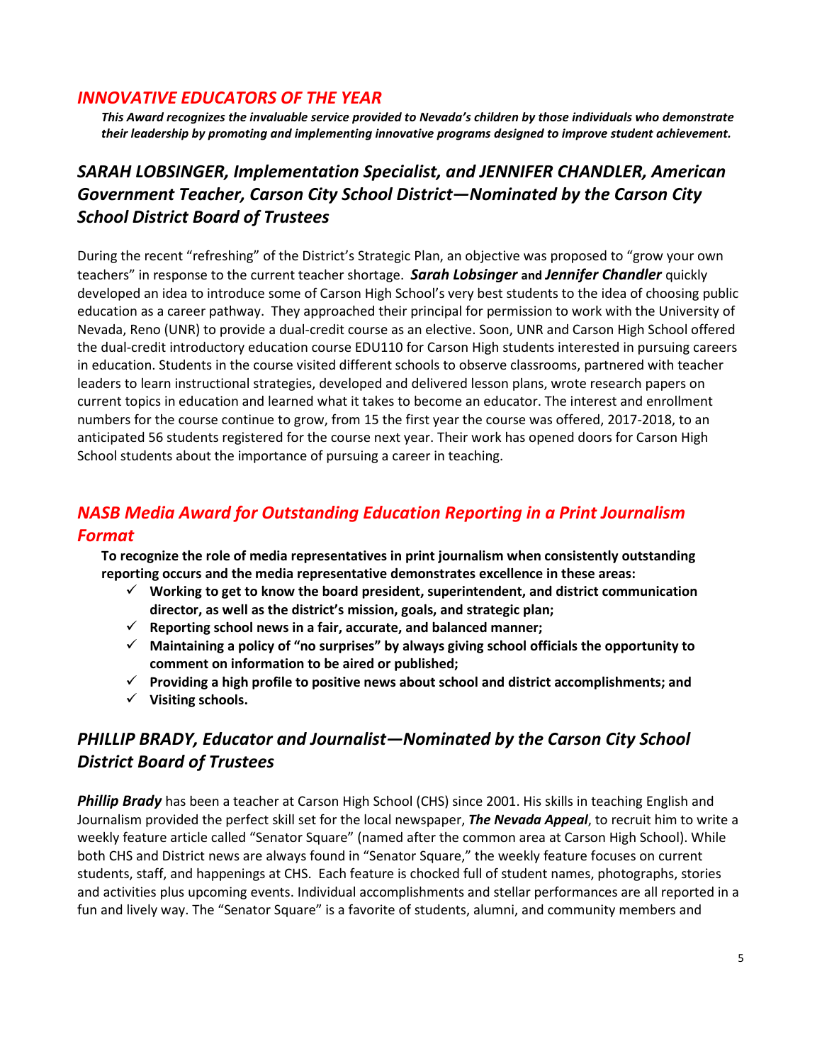## *INNOVATIVE EDUCATORS OF THE YEAR*

***This Award recognizes the invaluable service provided to Nevada's children by those individuals who demonstrate their leadership by promoting and implementing innovative programs designed to improve student achievement.***

### *SARAH LOBSINGER, Implementation Specialist, and JENNIFER CHANDLER, American Government Teacher, Carson City School District—Nominated by the Carson City School District Board of Trustees*

During the recent "refreshing" of the District's Strategic Plan, an objective was proposed to "grow your own teachers" in response to the current teacher shortage. ***Sarah Lobsinger* and *Jennifer Chandler*** quickly developed an idea to introduce some of Carson High School's very best students to the idea of choosing public education as a career pathway. They approached their principal for permission to work with the University of Nevada, Reno (UNR) to provide a dual-credit course as an elective. Soon, UNR and Carson High School offered the dual-credit introductory education course EDU110 for Carson High students interested in pursuing careers in education. Students in the course visited different schools to observe classrooms, partnered with teacher leaders to learn instructional strategies, developed and delivered lesson plans, wrote research papers on current topics in education and learned what it takes to become an educator. The interest and enrollment numbers for the course continue to grow, from 15 the first year the course was offered, 2017-2018, to an anticipated 56 students registered for the course next year. Their work has opened doors for Carson High School students about the importance of pursuing a career in teaching.

## *NASB Media Award for Outstanding Education Reporting in a Print Journalism Format*

**To recognize the role of media representatives in print journalism when consistently outstanding reporting occurs and the media representative demonstrates excellence in these areas:**

- ✓ **Working to get to know the board president, superintendent, and district communication director, as well as the district's mission, goals, and strategic plan;**
- ✓ **Reporting school news in a fair, accurate, and balanced manner;**
- ✓ **Maintaining a policy of "no surprises" by always giving school officials the opportunity to comment on information to be aired or published;**
- ✓ **Providing a high profile to positive news about school and district accomplishments; and**
- ✓ **Visiting schools.**

### *PHILLIP BRADY, Educator and Journalist—Nominated by the Carson City School District Board of Trustees*

***Phillip Brady*** has been a teacher at Carson High School (CHS) since 2001. His skills in teaching English and Journalism provided the perfect skill set for the local newspaper, ***The Nevada Appeal***, to recruit him to write a weekly feature article called "Senator Square" (named after the common area at Carson High School). While both CHS and District news are always found in "Senator Square," the weekly feature focuses on current students, staff, and happenings at CHS. Each feature is chocked full of student names, photographs, stories and activities plus upcoming events. Individual accomplishments and stellar performances are all reported in a fun and lively way. The "Senator Square" is a favorite of students, alumni, and community members and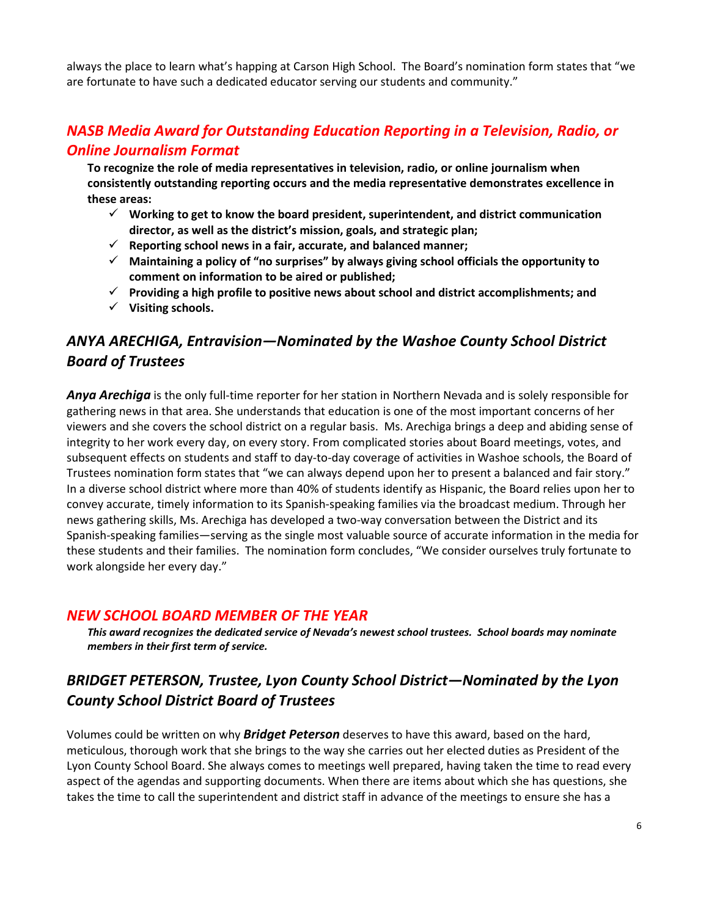always the place to learn what's happing at Carson High School. The Board's nomination form states that "we are fortunate to have such a dedicated educator serving our students and community."

## *NASB Media Award for Outstanding Education Reporting in a Television, Radio, or Online Journalism Format*

**To recognize the role of media representatives in television, radio, or online journalism when consistently outstanding reporting occurs and the media representative demonstrates excellence in these areas:**

- ✓ **Working to get to know the board president, superintendent, and district communication director, as well as the district's mission, goals, and strategic plan;**
- ✓ **Reporting school news in a fair, accurate, and balanced manner;**
- ✓ **Maintaining a policy of "no surprises" by always giving school officials the opportunity to comment on information to be aired or published;**
- ✓ **Providing a high profile to positive news about school and district accomplishments; and**
- ✓ **Visiting schools.**

### *ANYA ARECHIGA, Entravision—Nominated by the Washoe County School District Board of Trustees*

***Anya Arechiga*** is the only full-time reporter for her station in Northern Nevada and is solely responsible for gathering news in that area. She understands that education is one of the most important concerns of her viewers and she covers the school district on a regular basis. Ms. Arechiga brings a deep and abiding sense of integrity to her work every day, on every story. From complicated stories about Board meetings, votes, and subsequent effects on students and staff to day-to-day coverage of activities in Washoe schools, the Board of Trustees nomination form states that "we can always depend upon her to present a balanced and fair story." In a diverse school district where more than 40% of students identify as Hispanic, the Board relies upon her to convey accurate, timely information to its Spanish-speaking families via the broadcast medium. Through her news gathering skills, Ms. Arechiga has developed a two-way conversation between the District and its Spanish-speaking families—serving as the single most valuable source of accurate information in the media for these students and their families. The nomination form concludes, "We consider ourselves truly fortunate to work alongside her every day."

## *NEW SCHOOL BOARD MEMBER OF THE YEAR*

***This award recognizes the dedicated service of Nevada's newest school trustees. School boards may nominate members in their first term of service.***

### *BRIDGET PETERSON, Trustee, Lyon County School District—Nominated by the Lyon County School District Board of Trustees*

Volumes could be written on why ***Bridget Peterson*** deserves to have this award, based on the hard, meticulous, thorough work that she brings to the way she carries out her elected duties as President of the Lyon County School Board. She always comes to meetings well prepared, having taken the time to read every aspect of the agendas and supporting documents. When there are items about which she has questions, she takes the time to call the superintendent and district staff in advance of the meetings to ensure she has a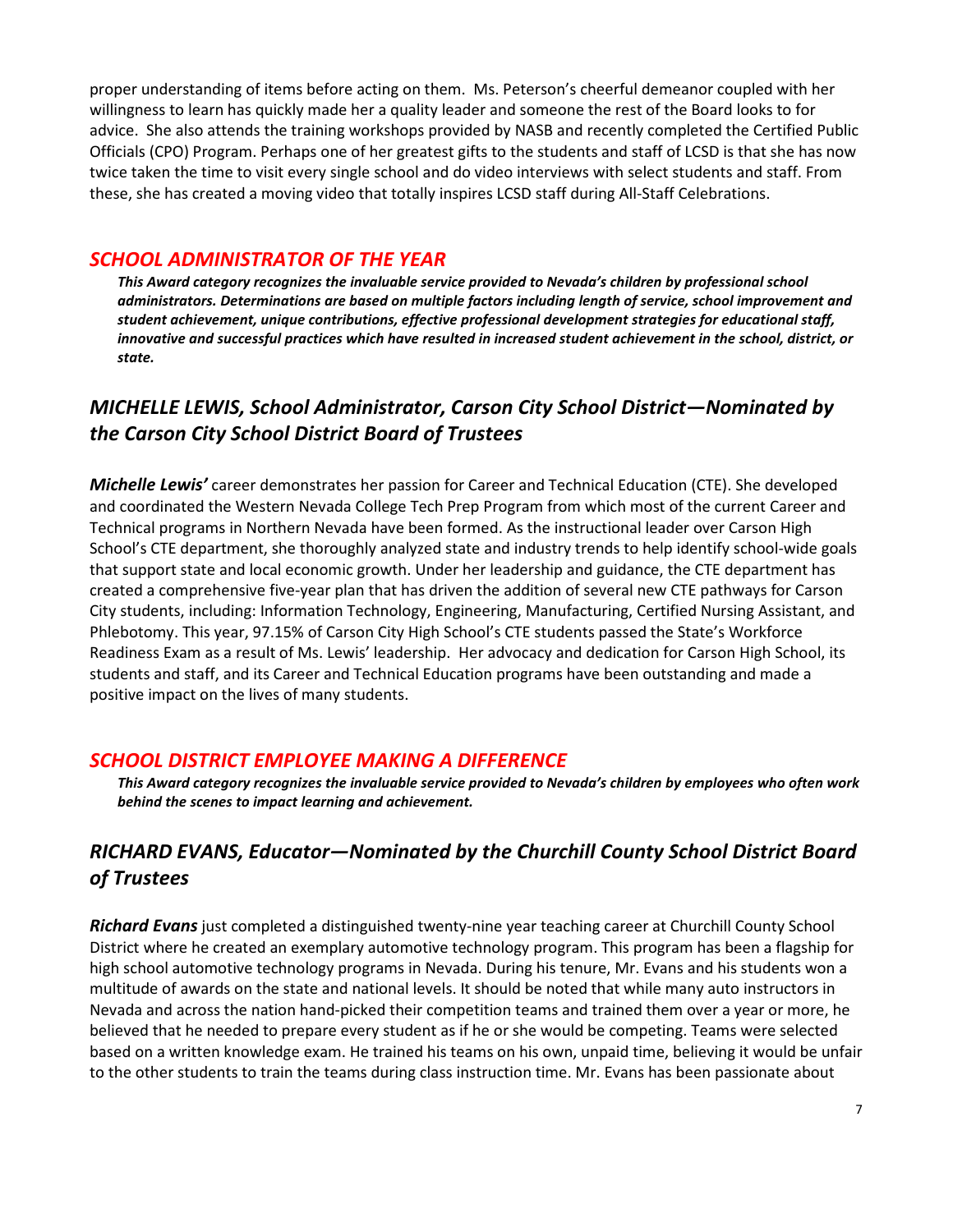proper understanding of items before acting on them. Ms. Peterson's cheerful demeanor coupled with her willingness to learn has quickly made her a quality leader and someone the rest of the Board looks to for advice. She also attends the training workshops provided by NASB and recently completed the Certified Public Officials (CPO) Program. Perhaps one of her greatest gifts to the students and staff of LCSD is that she has now twice taken the time to visit every single school and do video interviews with select students and staff. From these, she has created a moving video that totally inspires LCSD staff during All-Staff Celebrations.

## *SCHOOL ADMINISTRATOR OF THE YEAR*

***This Award category recognizes the invaluable service provided to Nevada's children by professional school administrators. Determinations are based on multiple factors including length of service, school improvement and student achievement, unique contributions, effective professional development strategies for educational staff, innovative and successful practices which have resulted in increased student achievement in the school, district, or state.***

### *MICHELLE LEWIS, School Administrator, Carson City School District—Nominated by the Carson City School District Board of Trustees*

***Michelle Lewis'*** career demonstrates her passion for Career and Technical Education (CTE). She developed and coordinated the Western Nevada College Tech Prep Program from which most of the current Career and Technical programs in Northern Nevada have been formed. As the instructional leader over Carson High School's CTE department, she thoroughly analyzed state and industry trends to help identify school-wide goals that support state and local economic growth. Under her leadership and guidance, the CTE department has created a comprehensive five-year plan that has driven the addition of several new CTE pathways for Carson City students, including: Information Technology, Engineering, Manufacturing, Certified Nursing Assistant, and Phlebotomy. This year, 97.15% of Carson City High School's CTE students passed the State's Workforce Readiness Exam as a result of Ms. Lewis' leadership. Her advocacy and dedication for Carson High School, its students and staff, and its Career and Technical Education programs have been outstanding and made a positive impact on the lives of many students.

## *SCHOOL DISTRICT EMPLOYEE MAKING A DIFFERENCE*

***This Award category recognizes the invaluable service provided to Nevada's children by employees who often work behind the scenes to impact learning and achievement.***

### *RICHARD EVANS, Educator—Nominated by the Churchill County School District Board of Trustees*

***Richard Evans*** just completed a distinguished twenty-nine year teaching career at Churchill County School District where he created an exemplary automotive technology program. This program has been a flagship for high school automotive technology programs in Nevada. During his tenure, Mr. Evans and his students won a multitude of awards on the state and national levels. It should be noted that while many auto instructors in Nevada and across the nation hand-picked their competition teams and trained them over a year or more, he believed that he needed to prepare every student as if he or she would be competing. Teams were selected based on a written knowledge exam. He trained his teams on his own, unpaid time, believing it would be unfair to the other students to train the teams during class instruction time. Mr. Evans has been passionate about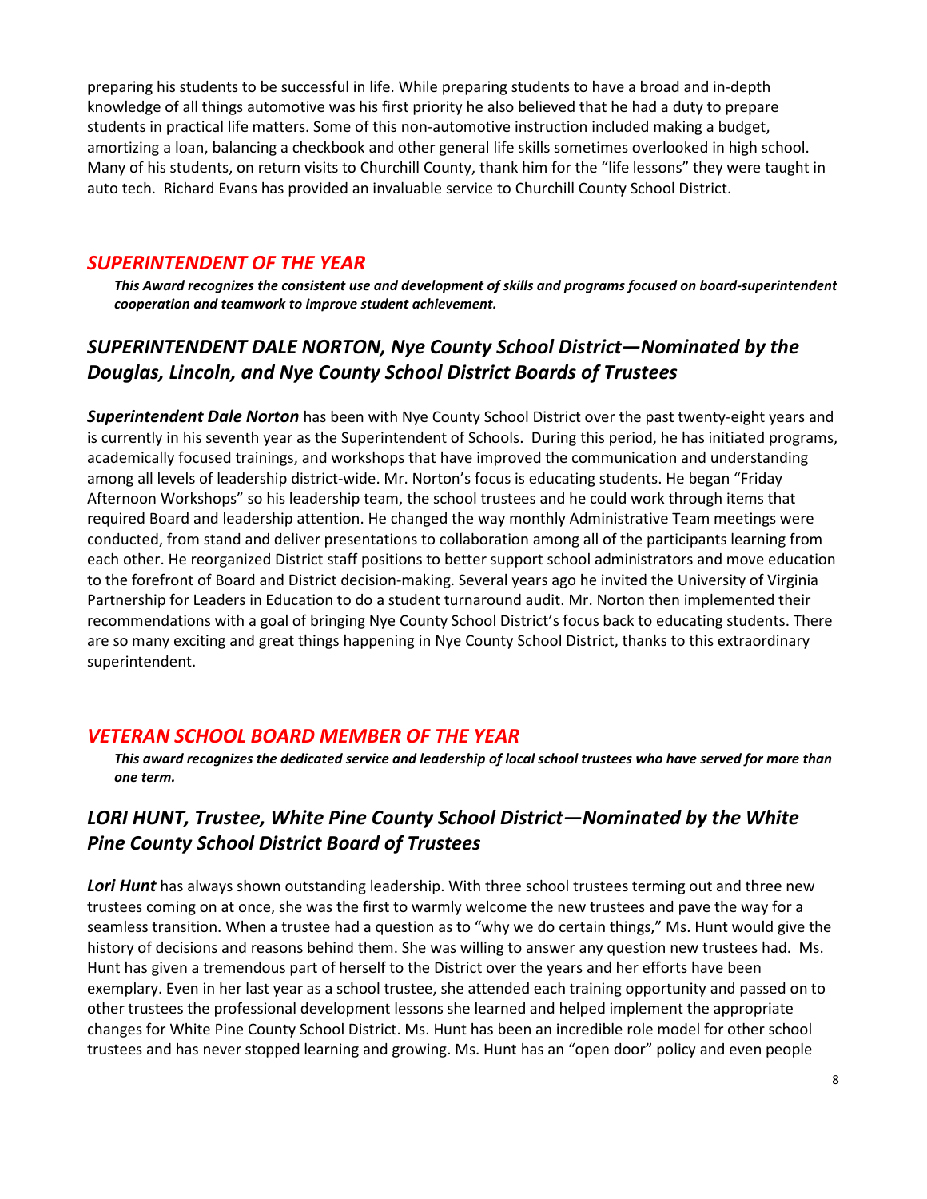preparing his students to be successful in life. While preparing students to have a broad and in-depth knowledge of all things automotive was his first priority he also believed that he had a duty to prepare students in practical life matters. Some of this non-automotive instruction included making a budget, amortizing a loan, balancing a checkbook and other general life skills sometimes overlooked in high school. Many of his students, on return visits to Churchill County, thank him for the "life lessons" they were taught in auto tech. Richard Evans has provided an invaluable service to Churchill County School District.

## *SUPERINTENDENT OF THE YEAR*

***This Award recognizes the consistent use and development of skills and programs focused on board-superintendent cooperation and teamwork to improve student achievement.***

### *SUPERINTENDENT DALE NORTON, Nye County School District—Nominated by the Douglas, Lincoln, and Nye County School District Boards of Trustees*

***Superintendent Dale Norton*** has been with Nye County School District over the past twenty-eight years and is currently in his seventh year as the Superintendent of Schools. During this period, he has initiated programs, academically focused trainings, and workshops that have improved the communication and understanding among all levels of leadership district-wide. Mr. Norton's focus is educating students. He began "Friday Afternoon Workshops" so his leadership team, the school trustees and he could work through items that required Board and leadership attention. He changed the way monthly Administrative Team meetings were conducted, from stand and deliver presentations to collaboration among all of the participants learning from each other. He reorganized District staff positions to better support school administrators and move education to the forefront of Board and District decision-making. Several years ago he invited the University of Virginia Partnership for Leaders in Education to do a student turnaround audit. Mr. Norton then implemented their recommendations with a goal of bringing Nye County School District's focus back to educating students. There are so many exciting and great things happening in Nye County School District, thanks to this extraordinary superintendent.

## *VETERAN SCHOOL BOARD MEMBER OF THE YEAR*

***This award recognizes the dedicated service and leadership of local school trustees who have served for more than one term.***

### *LORI HUNT, Trustee, White Pine County School District—Nominated by the White Pine County School District Board of Trustees*

***Lori Hunt*** has always shown outstanding leadership. With three school trustees terming out and three new trustees coming on at once, she was the first to warmly welcome the new trustees and pave the way for a seamless transition. When a trustee had a question as to "why we do certain things," Ms. Hunt would give the history of decisions and reasons behind them. She was willing to answer any question new trustees had. Ms. Hunt has given a tremendous part of herself to the District over the years and her efforts have been exemplary. Even in her last year as a school trustee, she attended each training opportunity and passed on to other trustees the professional development lessons she learned and helped implement the appropriate changes for White Pine County School District. Ms. Hunt has been an incredible role model for other school trustees and has never stopped learning and growing. Ms. Hunt has an "open door" policy and even people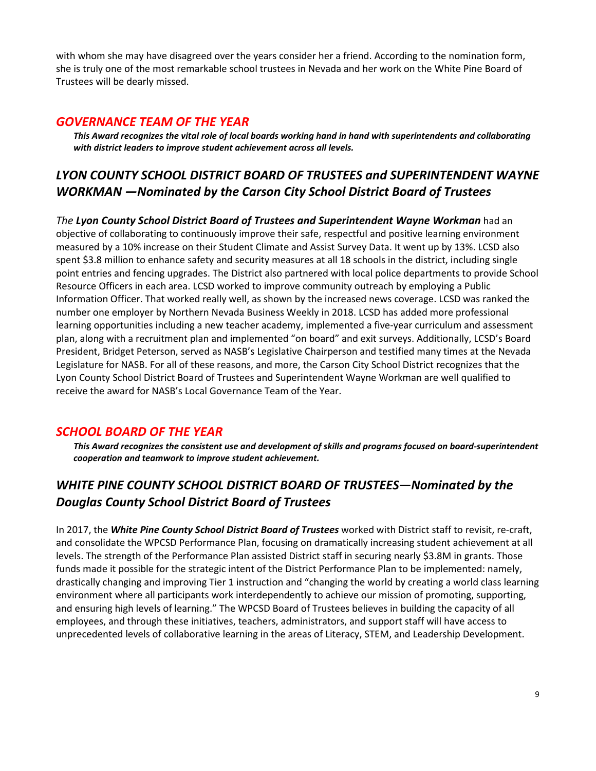with whom she may have disagreed over the years consider her a friend. According to the nomination form, she is truly one of the most remarkable school trustees in Nevada and her work on the White Pine Board of Trustees will be dearly missed.

## *GOVERNANCE TEAM OF THE YEAR*

***This Award recognizes the vital role of local boards working hand in hand with superintendents and collaborating with district leaders to improve student achievement across all levels.***

### *LYON COUNTY SCHOOL DISTRICT BOARD OF TRUSTEES and SUPERINTENDENT WAYNE WORKMAN —Nominated by the Carson City School District Board of Trustees*

*The* ***Lyon County School District Board of Trustees and Superintendent Wayne Workman*** had an objective of collaborating to continuously improve their safe, respectful and positive learning environment measured by a 10% increase on their Student Climate and Assist Survey Data. It went up by 13%. LCSD also spent $3.8 million to enhance safety and security measures at all 18 schools in the district, including single point entries and fencing upgrades. The District also partnered with local police departments to provide School Resource Officers in each area. LCSD worked to improve community outreach by employing a Public Information Officer. That worked really well, as shown by the increased news coverage. LCSD was ranked the number one employer by Northern Nevada Business Weekly in 2018. LCSD has added more professional learning opportunities including a new teacher academy, implemented a five-year curriculum and assessment plan, along with a recruitment plan and implemented "on board" and exit surveys. Additionally, LCSD's Board President, Bridget Peterson, served as NASB's Legislative Chairperson and testified many times at the Nevada Legislature for NASB. For all of these reasons, and more, the Carson City School District recognizes that the Lyon County School District Board of Trustees and Superintendent Wayne Workman are well qualified to receive the award for NASB's Local Governance Team of the Year.

## *SCHOOL BOARD OF THE YEAR*

***This Award recognizes the consistent use and development of skills and programs focused on board-superintendent cooperation and teamwork to improve student achievement.***

### *WHITE PINE COUNTY SCHOOL DISTRICT BOARD OF TRUSTEES—Nominated by the Douglas County School District Board of Trustees*

In 2017, the ***White Pine County School District Board of Trustees*** worked with District staff to revisit, re-craft, and consolidate the WPCSD Performance Plan, focusing on dramatically increasing student achievement at all levels. The strength of the Performance Plan assisted District staff in securing nearly $3.8M in grants. Those funds made it possible for the strategic intent of the District Performance Plan to be implemented: namely, drastically changing and improving Tier 1 instruction and "changing the world by creating a world class learning environment where all participants work interdependently to achieve our mission of promoting, supporting, and ensuring high levels of learning." The WPCSD Board of Trustees believes in building the capacity of all employees, and through these initiatives, teachers, administrators, and support staff will have access to unprecedented levels of collaborative learning in the areas of Literacy, STEM, and Leadership Development.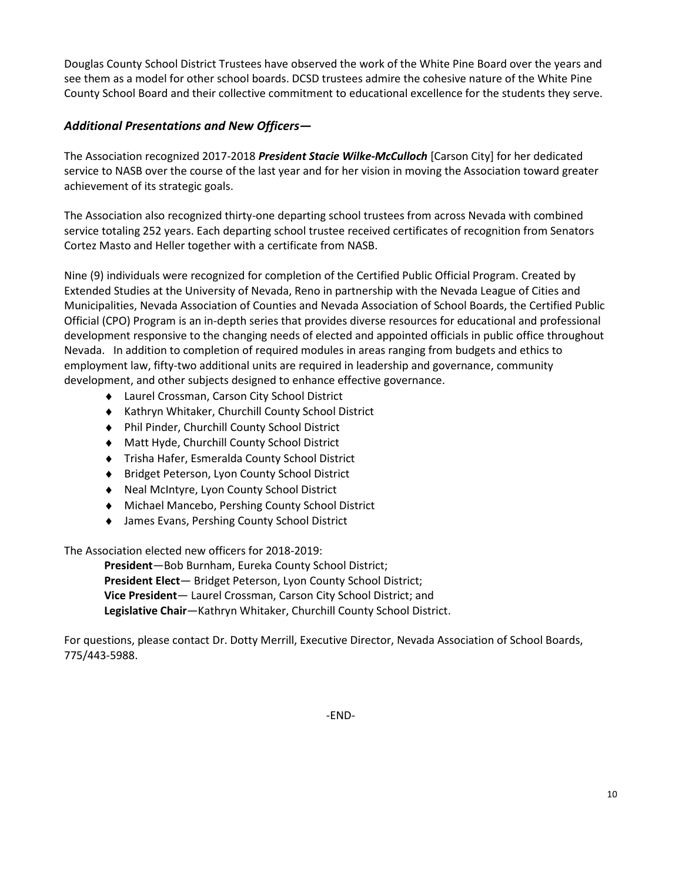Douglas County School District Trustees have observed the work of the White Pine Board over the years and see them as a model for other school boards. DCSD trustees admire the cohesive nature of the White Pine County School Board and their collective commitment to educational excellence for the students they serve.

### *Additional Presentations and New Officers—*

The Association recognized 2017-2018 ***President Stacie Wilke-McCulloch*** [Carson City] for her dedicated service to NASB over the course of the last year and for her vision in moving the Association toward greater achievement of its strategic goals.

The Association also recognized thirty-one departing school trustees from across Nevada with combined service totaling 252 years. Each departing school trustee received certificates of recognition from Senators Cortez Masto and Heller together with a certificate from NASB.

Nine (9) individuals were recognized for completion of the Certified Public Official Program. Created by Extended Studies at the University of Nevada, Reno in partnership with the Nevada League of Cities and Municipalities, Nevada Association of Counties and Nevada Association of School Boards, the Certified Public Official (CPO) Program is an in-depth series that provides diverse resources for educational and professional development responsive to the changing needs of elected and appointed officials in public office throughout Nevada. In addition to completion of required modules in areas ranging from budgets and ethics to employment law, fifty-two additional units are required in leadership and governance, community development, and other subjects designed to enhance effective governance.

- Laurel Crossman, Carson City School District
- Kathryn Whitaker, Churchill County School District
- Phil Pinder, Churchill County School District
- Matt Hyde, Churchill County School District
- Trisha Hafer, Esmeralda County School District
- Bridget Peterson, Lyon County School District
- Neal McIntyre, Lyon County School District
- Michael Mancebo, Pershing County School District
- James Evans, Pershing County School District

The Association elected new officers for 2018-2019:

**President**—Bob Burnham, Eureka County School District;
**President Elect**— Bridget Peterson, Lyon County School District;
**Vice President**— Laurel Crossman, Carson City School District; and
**Legislative Chair**—Kathryn Whitaker, Churchill County School District.

For questions, please contact Dr. Dotty Merrill, Executive Director, Nevada Association of School Boards, 775/443-5988.

-END-